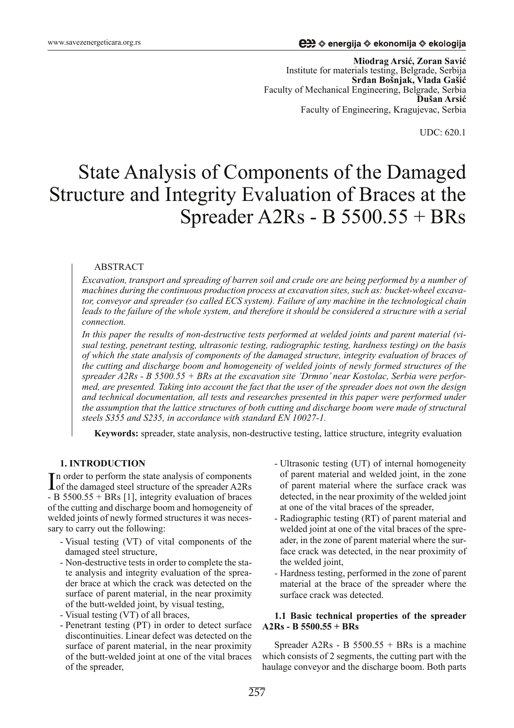**Miodrag Arsić, Zoran Savić**
Institute for materials testing, Belgrade, Serbija
**Srđan Bošnjak, Vlada Gašić**
Faculty of Mechanical Engineering, Belgrade, Serbia
**Dušan Arsić**
Faculty of Engineering, Kragujevac, Serbia

UDC: 620.1

# State Analysis of Components of the Damaged Structure and Integrity Evaluation of Braces at the Spreader A2Rs - B 5500.55 + BRs

ABSTRACT

*Excavation, transport and spreading of barren soil and crude ore are being performed by a number of machines during the continuous production process at excavation sites, such as: bucket-wheel excavator, conveyor and spreader (so called ECS system). Failure of any machine in the technological chain leads to the failure of the whole system, and therefore it should be considered a structure with a serial connection.*

*In this paper the results of non-destructive tests performed at welded joints and parent material (visual testing, penetrant testing, ultrasonic testing, radiographic testing, hardness testing) on the basis of which the state analysis of components of the damaged structure, integrity evaluation of braces of the cutting and discharge boom and homogeneity of welded joints of newly formed structures of the spreader A2Rs - B 5500.55 + BRs at the excavation site 'Drmno' near Kostolac, Serbia were performed, are presented. Taking into account the fact that the user of the spreader does not own the design and technical documentation, all tests and researches presented in this paper were performed under the assumption that the lattice structures of both cutting and discharge boom were made of structural steels S355 and S235, in accordance with standard EN 10027-1.*

**Keywords:** spreader, state analysis, non-destructive testing, lattice structure, integrity evaluation

## 1. INTRODUCTION

In order to perform the state analysis of components of the damaged steel structure of the spreader A2Rs - B 5500.55 + BRs [1], integrity evaluation of braces of the cutting and discharge boom and homogeneity of welded joints of newly formed structures it was necessary to carry out the following:

- Visual testing (VT) of vital components of the damaged steel structure,
- Non-destructive tests in order to complete the state analysis and integrity evaluation of the spreader brace at which the crack was detected on the surface of parent material, in the near proximity of the butt-welded joint, by visual testing,
- Visual testing (VT) of all braces,
- Penetrant testing (PT) in order to detect surface discontinuities. Linear defect was detected on the surface of parent material, in the near proximity of the butt-welded joint at one of the vital braces of the spreader,
- Ultrasonic testing (UT) of internal homogeneity of parent material and welded joint, in the zone of parent material where the surface crack was detected, in the near proximity of the welded joint at one of the vital braces of the spreader,
- Radiographic testing (RT) of parent material and welded joint at one of the vital braces of the spreader, in the zone of parent material where the surface crack was detected, in the near proximity of the welded joint,
- Hardness testing, performed in the zone of parent material at the brace of the spreader where the surface crack was detected.

### 1.1 Basic technical properties of the spreader A2Rs - B 5500.55 + BRs

Spreader A2Rs - B 5500.55 + BRs is a machine which consists of 2 segments, the cutting part with the haulage conveyor and the discharge boom. Both parts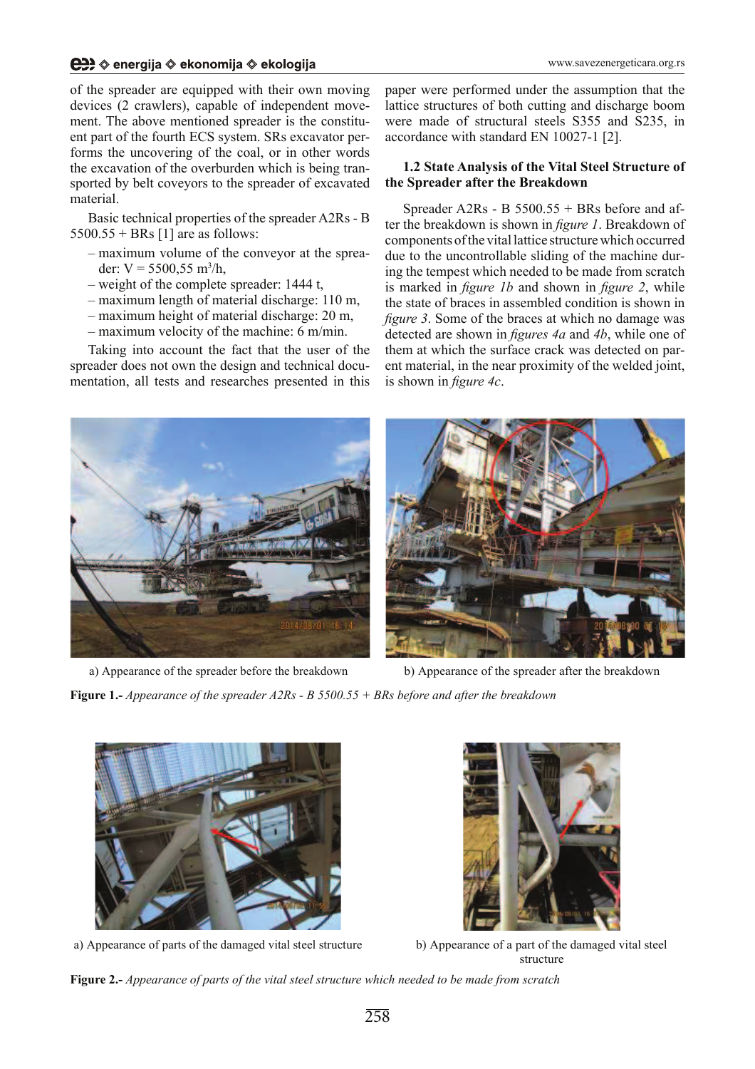of the spreader are equipped with their own moving devices (2 crawlers), capable of independent movement. The above mentioned spreader is the constituent part of the fourth ECS system. SRs excavator performs the uncovering of the coal, or in other words the excavation of the overburden which is being transported by belt coveyors to the spreader of excavated material.

Basic technical properties of the spreader A2Rs - B 5500.55 + BRs [1] are as follows:

- maximum volume of the conveyor at the spreader: V = 5500,55 $m^3$/h,
- weight of the complete spreader: 1444 t,
- maximum length of material discharge: 110 m,
- maximum height of material discharge: 20 m,
- maximum velocity of the machine: 6 m/min.

Taking into account the fact that the user of the spreader does not own the design and technical documentation, all tests and researches presented in this paper were performed under the assumption that the lattice structures of both cutting and discharge boom were made of structural steels S355 and S235, in accordance with standard EN 10027-1 [2].

### 1.2 State Analysis of the Vital Steel Structure of the Spreader after the Breakdown

Spreader A2Rs - B 5500.55 + BRs before and after the breakdown is shown in *figure 1*. Breakdown of components of the vital lattice structure which occurred due to the uncontrollable sliding of the machine during the tempest which needed to be made from scratch is marked in *figure 1b* and shown in *figure 2*, while the state of braces in assembled condition is shown in *figure 3*. Some of the braces at which no damage was detected are shown in *figures 4a* and *4b*, while one of them at which the surface crack was detected on parent material, in the near proximity of the welded joint, is shown in *figure 4c*.

a) Appearance of the spreader before the breakdown

b) Appearance of the spreader after the breakdown

**Figure 1.-** *Appearance of the spreader A2Rs - B 5500.55 + BRs before and after the breakdown*

a) Appearance of parts of the damaged vital steel structure

b) Appearance of a part of the damaged vital steel structure

**Figure 2.-** *Appearance of parts of the vital steel structure which needed to be made from scratch*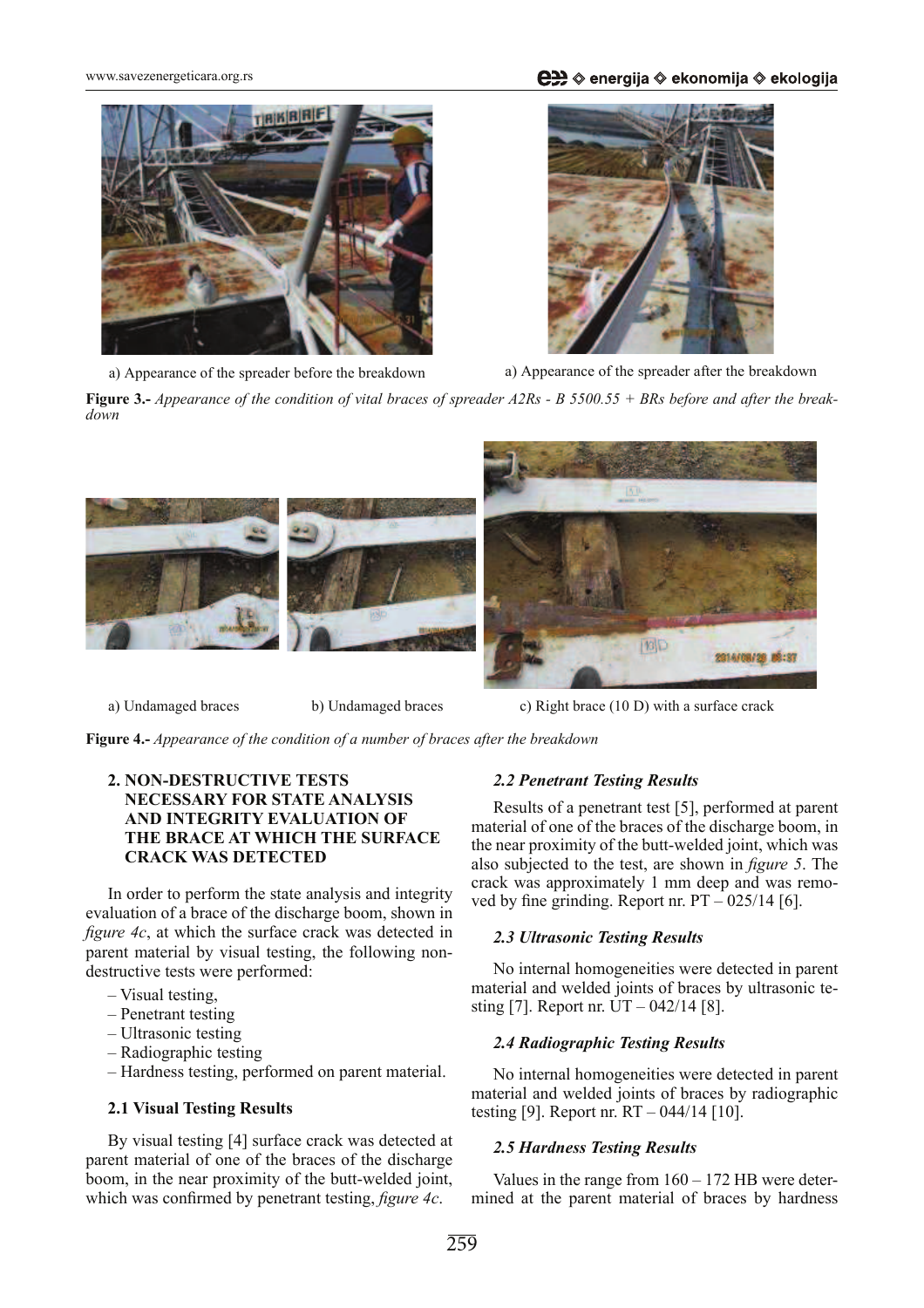a) Appearance of the spreader before the breakdown

a) Appearance of the spreader after the breakdown

**Figure 3.-** *Appearance of the condition of vital braces of spreader A2Rs - B 5500.55 + BRs before and after the breakdown*

a) Undamaged braces

b) Undamaged braces

c) Right brace (10 D) with a surface crack

**Figure 4.-** *Appearance of the condition of a number of braces after the breakdown*

## 2. NON-DESTRUCTIVE TESTS NECESSARY FOR STATE ANALYSIS AND INTEGRITY EVALUATION OF THE BRACE AT WHICH THE SURFACE CRACK WAS DETECTED

In order to perform the state analysis and integrity evaluation of a brace of the discharge boom, shown in *figure 4c*, at which the surface crack was detected in parent material by visual testing, the following non-destructive tests were performed:

- Visual testing,
- Penetrant testing
- Ultrasonic testing
- Radiographic testing
- Hardness testing, performed on parent material.

### 2.1 Visual Testing Results

By visual testing [4] surface crack was detected at parent material of one of the braces of the discharge boom, in the near proximity of the butt-welded joint, which was confirmed by penetrant testing, *figure 4c*.

### *2.2 Penetrant Testing Results*

Results of a penetrant test [5], performed at parent material of one of the braces of the discharge boom, in the near proximity of the butt-welded joint, which was also subjected to the test, are shown in *figure 5*. The crack was approximately 1 mm deep and was removed by fine grinding. Report nr. PT – 025/14 [6].

### *2.3 Ultrasonic Testing Results*

No internal homogeneities were detected in parent material and welded joints of braces by ultrasonic testing [7]. Report nr. UT – 042/14 [8].

### *2.4 Radiographic Testing Results*

No internal homogeneities were detected in parent material and welded joints of braces by radiographic testing [9]. Report nr. RT – 044/14 [10].

### *2.5 Hardness Testing Results*

Values in the range from 160 – 172 HB were determined at the parent material of braces by hardness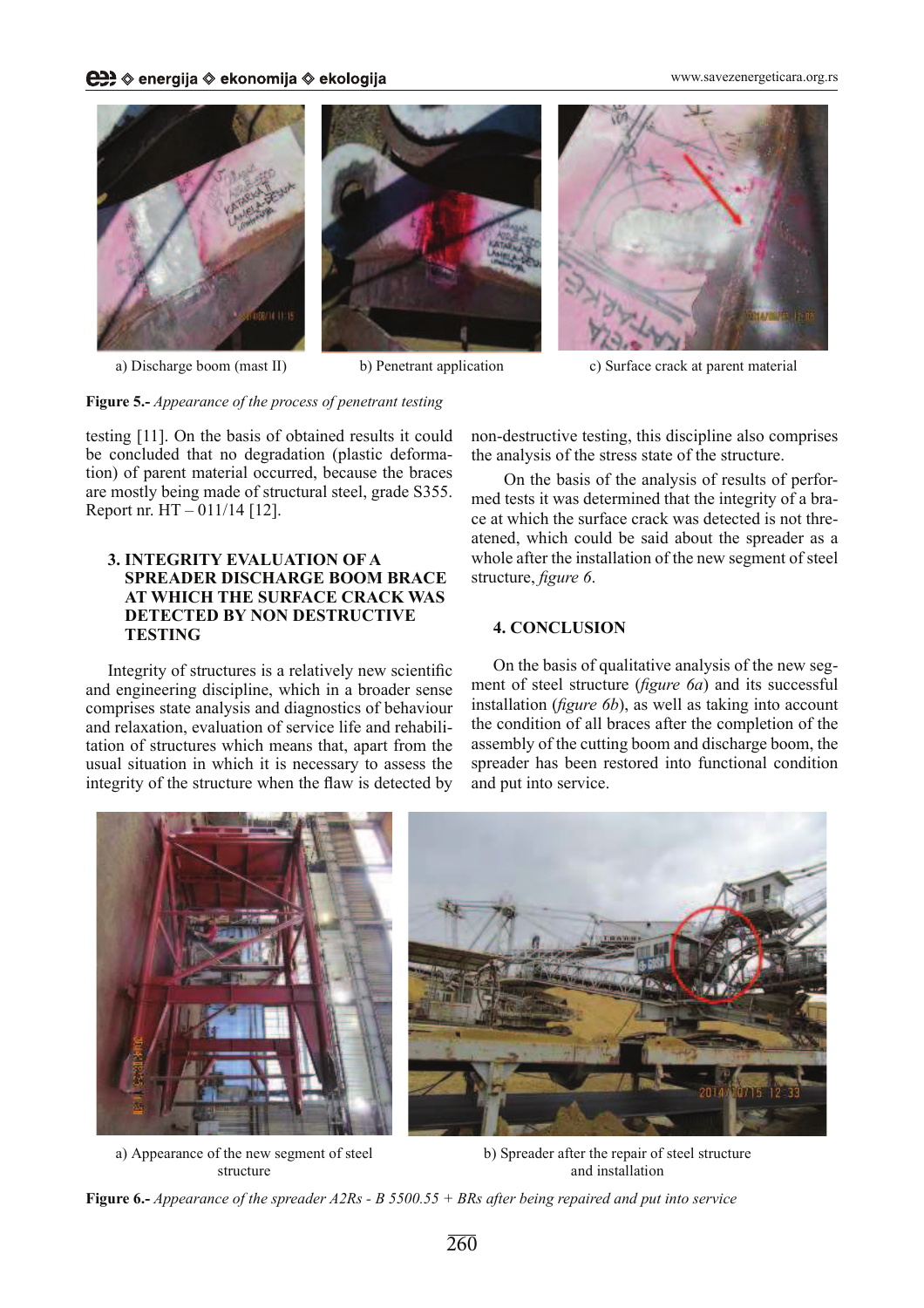a) Discharge boom (mast II)

b) Penetrant application

c) Surface crack at parent material

**Figure 5.-** *Appearance of the process of penetrant testing*

testing [11]. On the basis of obtained results it could be concluded that no degradation (plastic deformation) of parent material occurred, because the braces are mostly being made of structural steel, grade S355. Report nr. HT – 011/14 [12].

## 3. INTEGRITY EVALUATION OF A SPREADER DISCHARGE BOOM BRACE AT WHICH THE SURFACE CRACK WAS DETECTED BY NON DESTRUCTIVE TESTING

Integrity of structures is a relatively new scientific and engineering discipline, which in a broader sense comprises state analysis and diagnostics of behaviour and relaxation, evaluation of service life and rehabilitation of structures which means that, apart from the usual situation in which it is necessary to assess the integrity of the structure when the flaw is detected by non-destructive testing, this discipline also comprises the analysis of the stress state of the structure.

On the basis of the analysis of results of performed tests it was determined that the integrity of a brace at which the surface crack was detected is not threatened, which could be said about the spreader as a whole after the installation of the new segment of steel structure, *figure 6*.

## 4. CONCLUSION

On the basis of qualitative analysis of the new segment of steel structure (*figure 6a*) and its successful installation (*figure 6b*), as well as taking into account the condition of all braces after the completion of the assembly of the cutting boom and discharge boom, the spreader has been restored into functional condition and put into service.

a) Appearance of the new segment of steel structure

b) Spreader after the repair of steel structure and installation

**Figure 6.-** *Appearance of the spreader A2Rs - B 5500.55 + BRs after being repaired and put into service*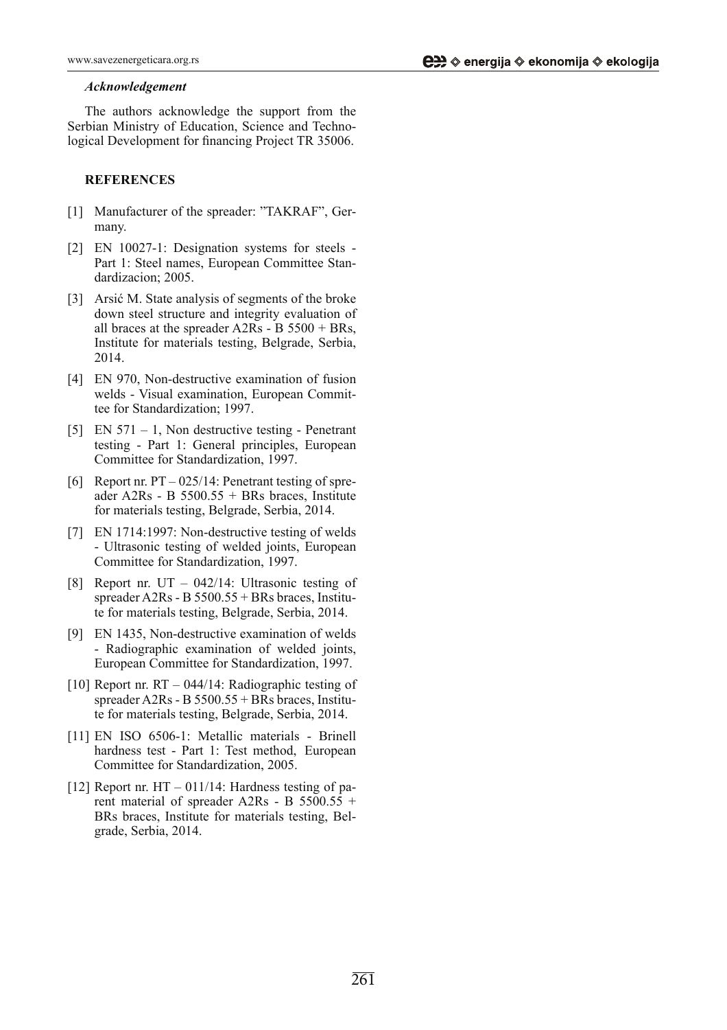### *Acknowledgement*

The authors acknowledge the support from the Serbian Ministry of Education, Science and Technological Development for financing Project TR 35006.

### REFERENCES

[1] Manufacturer of the spreader: "TAKRAF", Germany.

[2] EN 10027-1: Designation systems for steels - Part 1: Steel names, European Committee Standardizacion; 2005.

[3] Arsić M. State analysis of segments of the broke down steel structure and integrity evaluation of all braces at the spreader A2Rs - B 5500 + BRs, Institute for materials testing, Belgrade, Serbia, 2014.

[4] EN 970, Non-destructive examination of fusion welds - Visual examination, European Committee for Standardization; 1997.

[5] EN 571 – 1, Non destructive testing - Penetrant testing - Part 1: General principles, European Committee for Standardization, 1997.

[6] Report nr. PT – 025/14: Penetrant testing of spreader A2Rs - B 5500.55 + BRs braces, Institute for materials testing, Belgrade, Serbia, 2014.

[7] EN 1714:1997: Non-destructive testing of welds - Ultrasonic testing of welded joints, European Committee for Standardization, 1997.

[8] Report nr. UT – 042/14: Ultrasonic testing of spreader A2Rs - B 5500.55 + BRs braces, Institute for materials testing, Belgrade, Serbia, 2014.

[9] EN 1435, Non-destructive examination of welds - Radiographic examination of welded joints, European Committee for Standardization, 1997.

[10] Report nr. RT – 044/14: Radiographic testing of spreader A2Rs - B 5500.55 + BRs braces, Institute for materials testing, Belgrade, Serbia, 2014.

[11] EN ISO 6506-1: Metallic materials - Brinell hardness test - Part 1: Test method, European Committee for Standardization, 2005.

[12] Report nr. HT – 011/14: Hardness testing of parent material of spreader A2Rs - B 5500.55 + BRs braces, Institute for materials testing, Belgrade, Serbia, 2014.